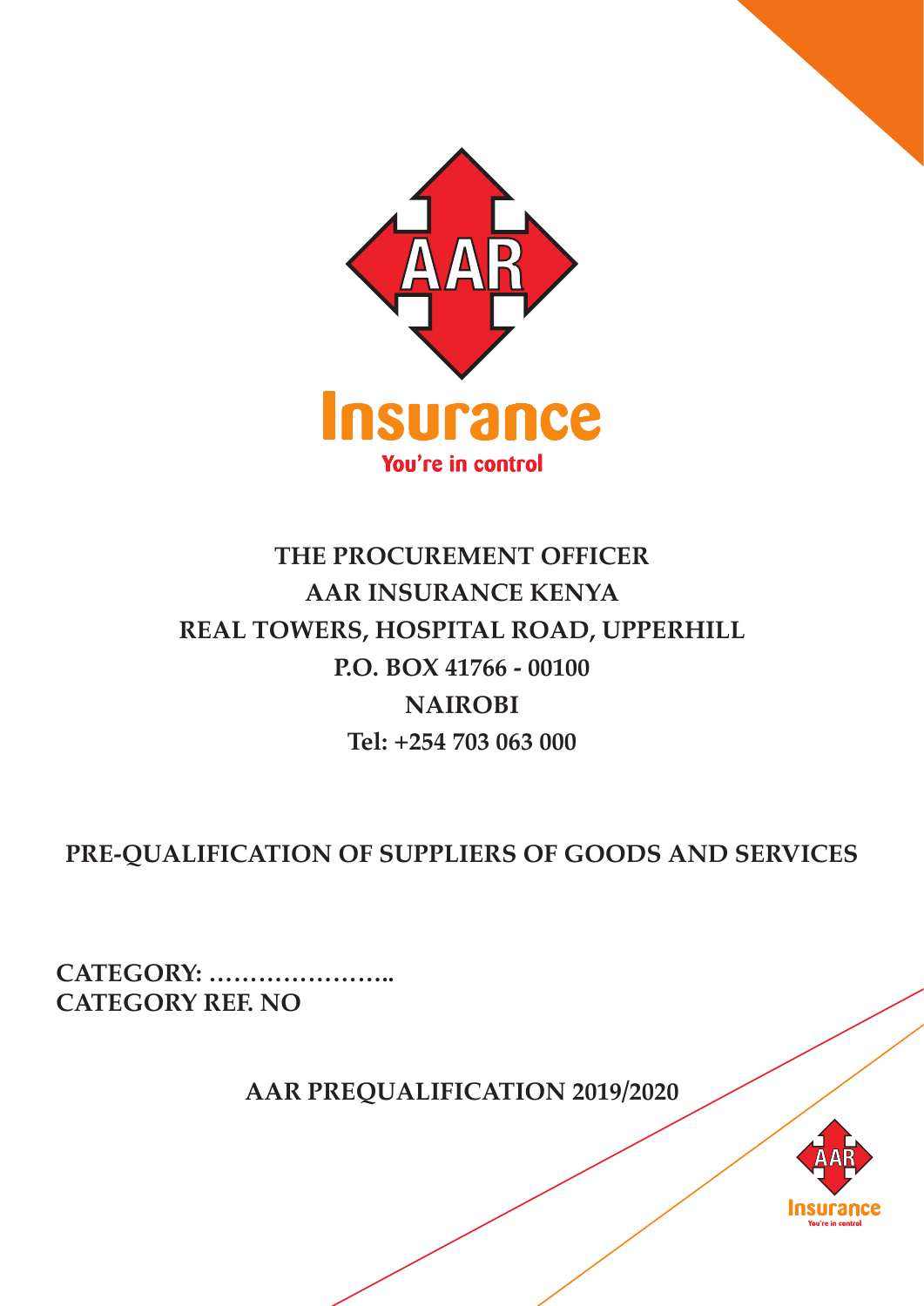**THE PROCUREMENT OFFICER**
**AAR INSURANCE KENYA**
**REAL TOWERS, HOSPITAL ROAD, UPPERHILL**
**P.O. BOX 41766 - 00100**
**NAIROBI**
**Tel: +254 703 063 000**

# PRE-QUALIFICATION OF SUPPLIERS OF GOODS AND SERVICES

**CATEGORY: …………………..**
**CATEGORY REF. NO**

**AAR PREQUALIFICATION 2019/2020**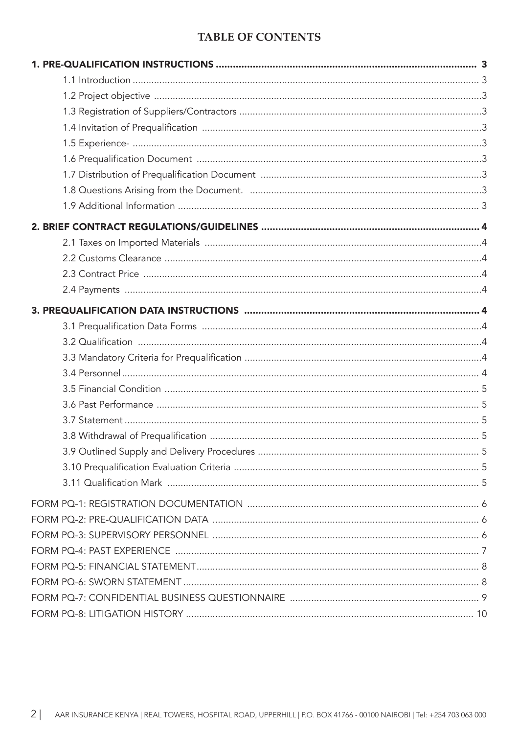# TABLE OF CONTENTS

**1. PRE-QUALIFICATION INSTRUCTIONS .......... 3**

- 1.1 Introduction .......... 3
- 1.2 Project objective .......... 3
- 1.3 Registration of Suppliers/Contractors .......... 3
- 1.4 Invitation of Prequalification .......... 3
- 1.5 Experience- .......... 3
- 1.6 Prequalification Document .......... 3
- 1.7 Distribution of Prequalification Document .......... 3
- 1.8 Questions Arising from the Document. .......... 3
- 1.9 Additional Information .......... 3

**2. BRIEF CONTRACT REGULATIONS/GUIDELINES .......... 4**

- 2.1 Taxes on Imported Materials .......... 4
- 2.2 Customs Clearance .......... 4
- 2.3 Contract Price .......... 4
- 2.4 Payments .......... 4

**3. PREQUALIFICATION DATA INSTRUCTIONS .......... 4**

- 3.1 Prequalification Data Forms .......... 4
- 3.2 Qualification .......... 4
- 3.3 Mandatory Criteria for Prequalification .......... 4
- 3.4 Personnel .......... 4
- 3.5 Financial Condition .......... 5
- 3.6 Past Performance .......... 5
- 3.7 Statement .......... 5
- 3.8 Withdrawal of Prequalification .......... 5
- 3.9 Outlined Supply and Delivery Procedures .......... 5
- 3.10 Prequalification Evaluation Criteria .......... 5
- 3.11 Qualification Mark .......... 5

FORM PQ-1: REGISTRATION DOCUMENTATION .......... 6

FORM PQ-2: PRE-QUALIFICATION DATA .......... 6

FORM PQ-3: SUPERVISORY PERSONNEL .......... 6

FORM PQ-4: PAST EXPERIENCE .......... 7

FORM PQ-5: FINANCIAL STATEMENT .......... 8

FORM PQ-6: SWORN STATEMENT .......... 8

FORM PQ-7: CONFIDENTIAL BUSINESS QUESTIONNAIRE .......... 9

FORM PQ-8: LITIGATION HISTORY .......... 10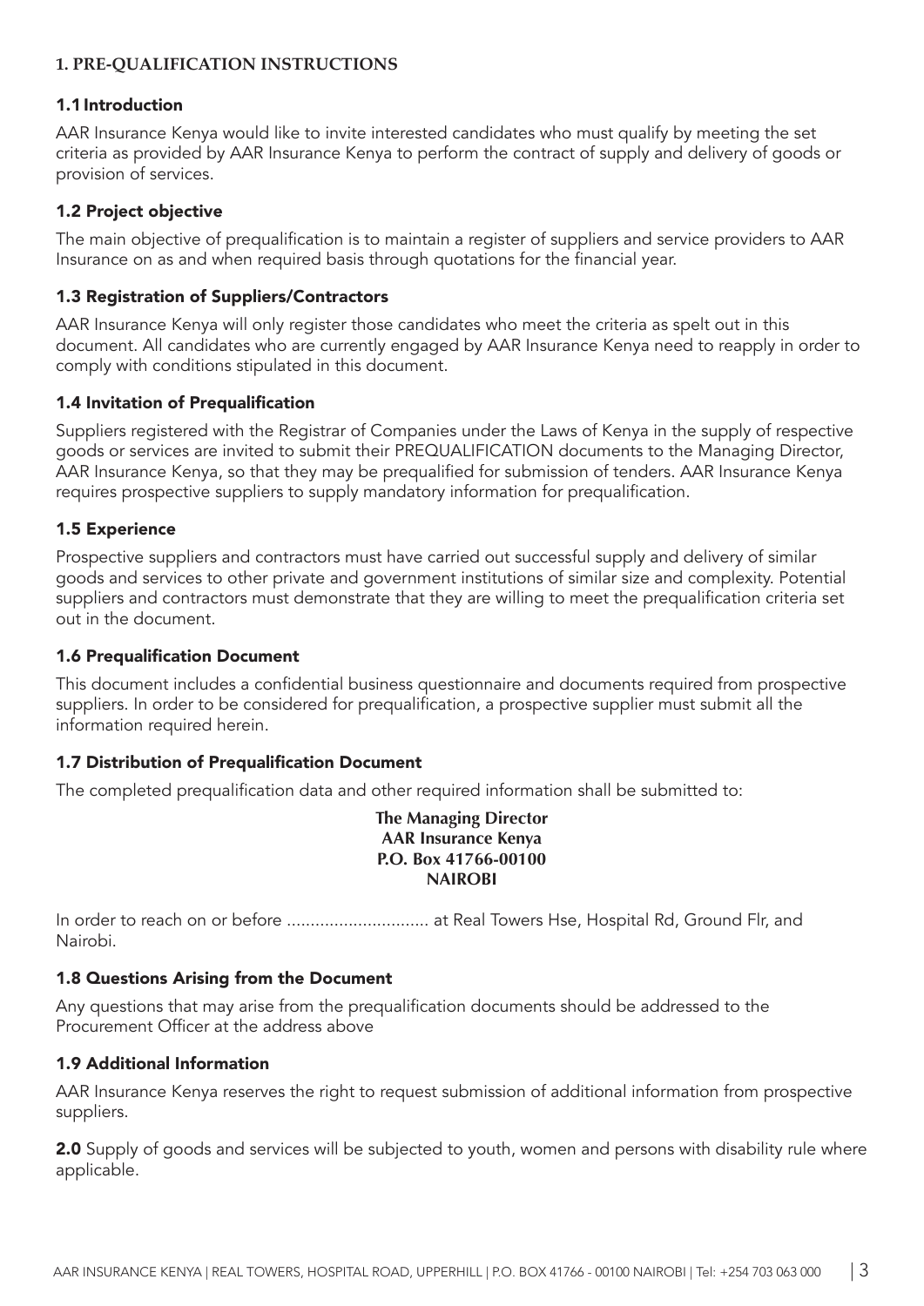# 1. PRE-QUALIFICATION INSTRUCTIONS

## 1.1 Introduction

AAR Insurance Kenya would like to invite interested candidates who must qualify by meeting the set criteria as provided by AAR Insurance Kenya to perform the contract of supply and delivery of goods or provision of services.

## 1.2 Project objective

The main objective of prequalification is to maintain a register of suppliers and service providers to AAR Insurance on as and when required basis through quotations for the financial year.

## 1.3 Registration of Suppliers/Contractors

AAR Insurance Kenya will only register those candidates who meet the criteria as spelt out in this document. All candidates who are currently engaged by AAR Insurance Kenya need to reapply in order to comply with conditions stipulated in this document.

## 1.4 Invitation of Prequalification

Suppliers registered with the Registrar of Companies under the Laws of Kenya in the supply of respective goods or services are invited to submit their PREQUALIFICATION documents to the Managing Director, AAR Insurance Kenya, so that they may be prequalified for submission of tenders. AAR Insurance Kenya requires prospective suppliers to supply mandatory information for prequalification.

## 1.5 Experience

Prospective suppliers and contractors must have carried out successful supply and delivery of similar goods and services to other private and government institutions of similar size and complexity. Potential suppliers and contractors must demonstrate that they are willing to meet the prequalification criteria set out in the document.

## 1.6 Prequalification Document

This document includes a confidential business questionnaire and documents required from prospective suppliers. In order to be considered for prequalification, a prospective supplier must submit all the information required herein.

## 1.7 Distribution of Prequalification Document

The completed prequalification data and other required information shall be submitted to:

**The Managing Director**
**AAR Insurance Kenya**
**P.O. Box 41766-00100**
**NAIROBI**

In order to reach on or before .............................. at Real Towers Hse, Hospital Rd, Ground Flr, and Nairobi.

## 1.8 Questions Arising from the Document

Any questions that may arise from the prequalification documents should be addressed to the Procurement Officer at the address above

## 1.9 Additional Information

AAR Insurance Kenya reserves the right to request submission of additional information from prospective suppliers.

**2.0** Supply of goods and services will be subjected to youth, women and persons with disability rule where applicable.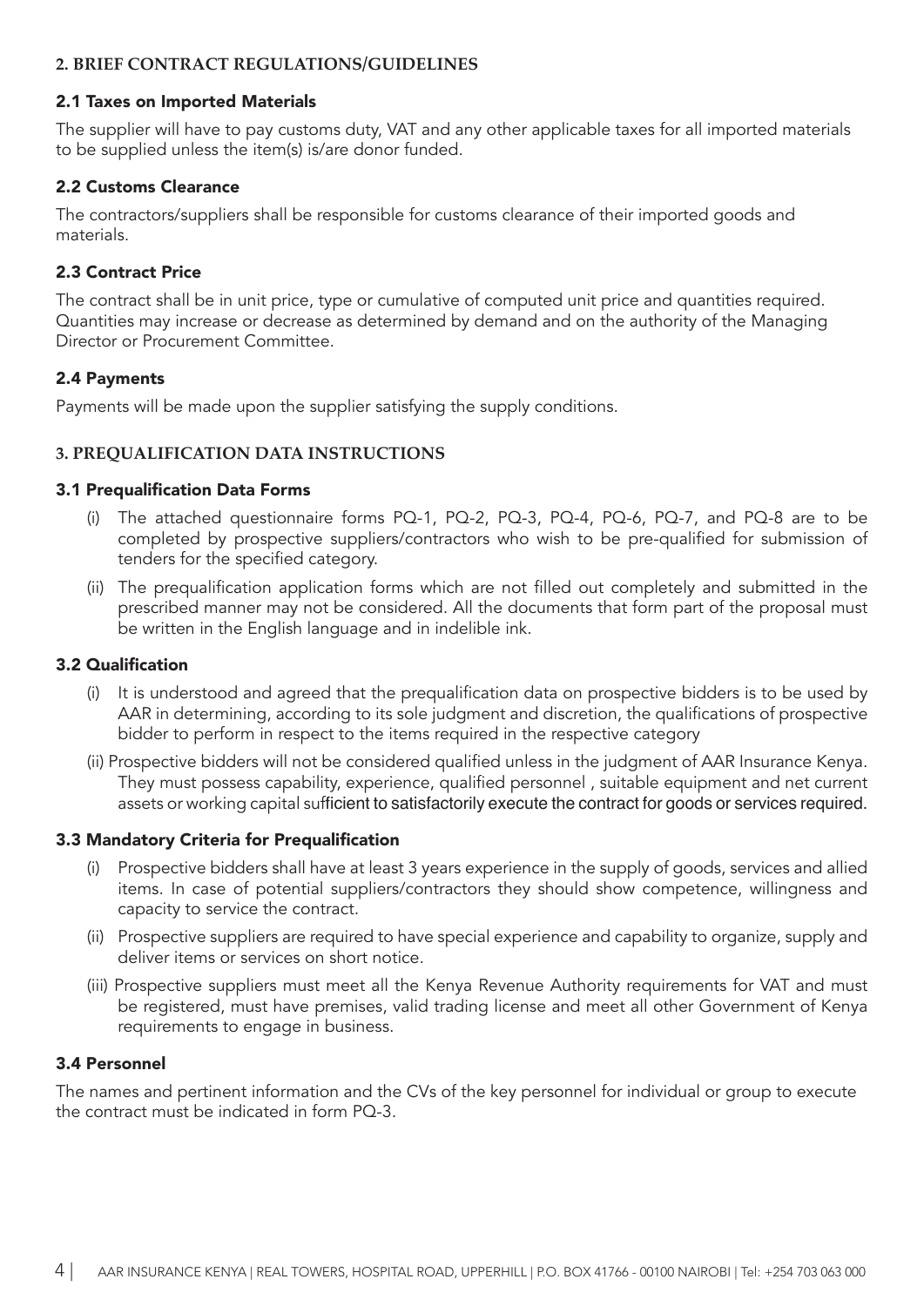## 2. BRIEF CONTRACT REGULATIONS/GUIDELINES

### 2.1 Taxes on Imported Materials

The supplier will have to pay customs duty, VAT and any other applicable taxes for all imported materials to be supplied unless the item(s) is/are donor funded.

### 2.2 Customs Clearance

The contractors/suppliers shall be responsible for customs clearance of their imported goods and materials.

### 2.3 Contract Price

The contract shall be in unit price, type or cumulative of computed unit price and quantities required. Quantities may increase or decrease as determined by demand and on the authority of the Managing Director or Procurement Committee.

### 2.4 Payments

Payments will be made upon the supplier satisfying the supply conditions.

## 3. PREQUALIFICATION DATA INSTRUCTIONS

### 3.1 Prequalification Data Forms

(i) The attached questionnaire forms PQ-1, PQ-2, PQ-3, PQ-4, PQ-6, PQ-7, and PQ-8 are to be completed by prospective suppliers/contractors who wish to be pre-qualified for submission of tenders for the specified category.

(ii) The prequalification application forms which are not filled out completely and submitted in the prescribed manner may not be considered. All the documents that form part of the proposal must be written in the English language and in indelible ink.

### 3.2 Qualification

(i) It is understood and agreed that the prequalification data on prospective bidders is to be used by AAR in determining, according to its sole judgment and discretion, the qualifications of prospective bidder to perform in respect to the items required in the respective category

(ii) Prospective bidders will not be considered qualified unless in the judgment of AAR Insurance Kenya. They must possess capability, experience, qualified personnel , suitable equipment and net current assets or working capital sufficient to satisfactorily execute the contract for goods or services required.

### 3.3 Mandatory Criteria for Prequalification

(i) Prospective bidders shall have at least 3 years experience in the supply of goods, services and allied items. In case of potential suppliers/contractors they should show competence, willingness and capacity to service the contract.

(ii) Prospective suppliers are required to have special experience and capability to organize, supply and deliver items or services on short notice.

(iii) Prospective suppliers must meet all the Kenya Revenue Authority requirements for VAT and must be registered, must have premises, valid trading license and meet all other Government of Kenya requirements to engage in business.

### 3.4 Personnel

The names and pertinent information and the CVs of the key personnel for individual or group to execute the contract must be indicated in form PQ-3.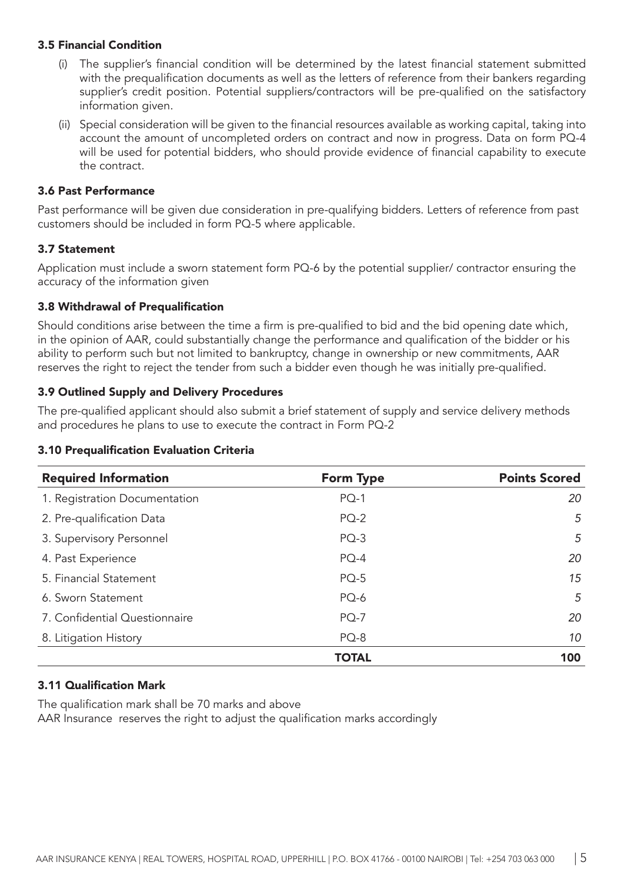### 3.5 Financial Condition

(i) The supplier's financial condition will be determined by the latest financial statement submitted with the prequalification documents as well as the letters of reference from their bankers regarding supplier's credit position. Potential suppliers/contractors will be pre-qualified on the satisfactory information given.

(ii) Special consideration will be given to the financial resources available as working capital, taking into account the amount of uncompleted orders on contract and now in progress. Data on form PQ-4 will be used for potential bidders, who should provide evidence of financial capability to execute the contract.

### 3.6 Past Performance

Past performance will be given due consideration in pre-qualifying bidders. Letters of reference from past customers should be included in form PQ-5 where applicable.

### 3.7 Statement

Application must include a sworn statement form PQ-6 by the potential supplier/ contractor ensuring the accuracy of the information given

### 3.8 Withdrawal of Prequalification

Should conditions arise between the time a firm is pre-qualified to bid and the bid opening date which, in the opinion of AAR, could substantially change the performance and qualification of the bidder or his ability to perform such but not limited to bankruptcy, change in ownership or new commitments, AAR reserves the right to reject the tender from such a bidder even though he was initially pre-qualified.

### 3.9 Outlined Supply and Delivery Procedures

The pre-qualified applicant should also submit a brief statement of supply and service delivery methods and procedures he plans to use to execute the contract in Form PQ-2

### 3.10 Prequalification Evaluation Criteria

| Required Information | Form Type | Points Scored |
|---|---|---|
| 1. Registration Documentation | PQ-1 | 20 |
| 2. Pre-qualification Data | PQ-2 | 5 |
| 3. Supervisory Personnel | PQ-3 | 5 |
| 4. Past Experience | PQ-4 | 20 |
| 5. Financial Statement | PQ-5 | 15 |
| 6. Sworn Statement | PQ-6 | 5 |
| 7. Confidential Questionnaire | PQ-7 | 20 |
| 8. Litigation History | PQ-8 | 10 |
| | **TOTAL** | **100** |

### 3.11 Qualification Mark

The qualification mark shall be 70 marks and above

AAR Insurance reserves the right to adjust the qualification marks accordingly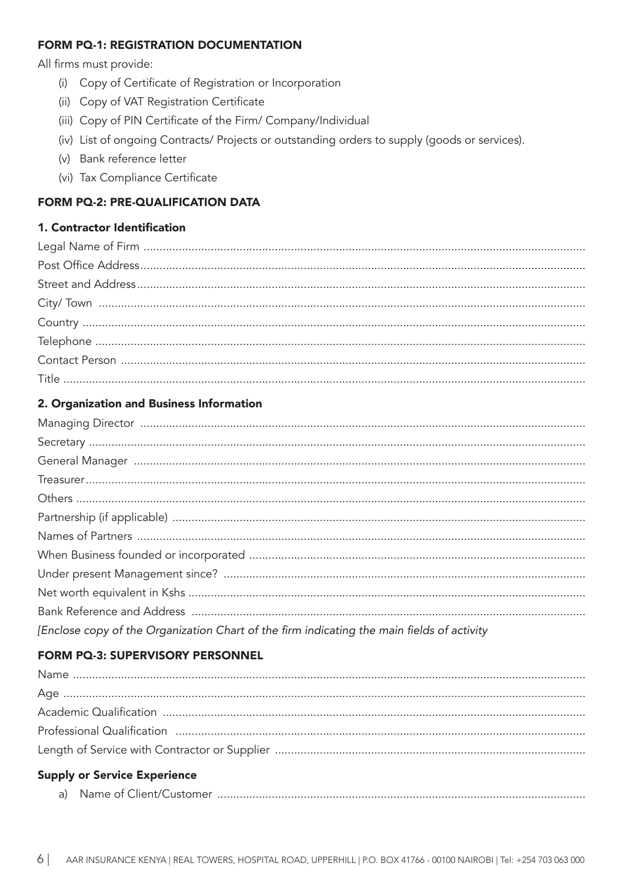### FORM PQ-1: REGISTRATION DOCUMENTATION

All firms must provide:

(i) Copy of Certificate of Registration or Incorporation
(ii) Copy of VAT Registration Certificate
(iii) Copy of PIN Certificate of the Firm/ Company/Individual
(iv) List of ongoing Contracts/ Projects or outstanding orders to supply (goods or services).
(v) Bank reference letter
(vi) Tax Compliance Certificate

### FORM PQ-2: PRE-QUALIFICATION DATA

#### 1. Contractor Identification

Legal Name of Firm ....................................................................................................................................

Post Office Address....................................................................................................................................

Street and Address.....................................................................................................................................

City/ Town ..................................................................................................................................................

Country .......................................................................................................................................................

Telephone ...................................................................................................................................................

Contact Person ...........................................................................................................................................

Title .............................................................................................................................................................

#### 2. Organization and Business Information

Managing Director .....................................................................................................................................

Secretary .....................................................................................................................................................

General Manager .......................................................................................................................................

Treasurer......................................................................................................................................................

Others .........................................................................................................................................................

Partnership (if applicable) ..........................................................................................................................

Names of Partners ......................................................................................................................................

When Business founded or incorporated ...................................................................................................

Under present Management since? ...........................................................................................................

Net worth equivalent in Kshs .....................................................................................................................

Bank Reference and Address .....................................................................................................................

*[Enclose copy of the Organization Chart of the firm indicating the main fields of activity*

### FORM PQ-3: SUPERVISORY PERSONNEL

Name ..........................................................................................................................................................

Age ..............................................................................................................................................................

Academic Qualification ..............................................................................................................................

Professional Qualification ..........................................................................................................................

Length of Service with Contractor or Supplier ...........................................................................................

#### Supply or Service Experience

a) Name of Client/Customer .....................................................................................................................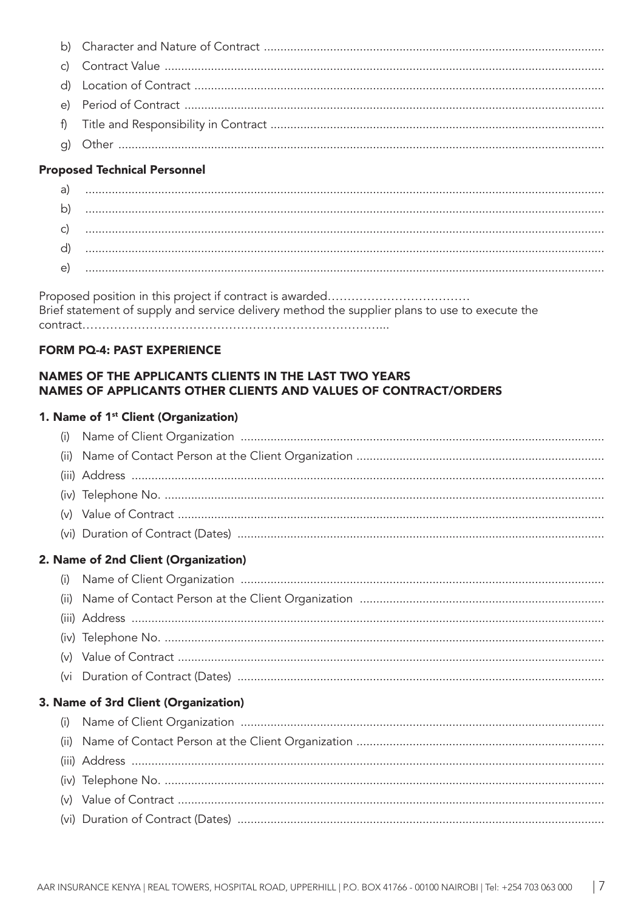b) Character and Nature of Contract ......................................................................................................
c) Contract Value ....................................................................................................................................
d) Location of Contract ...........................................................................................................................
e) Period of Contract ..............................................................................................................................
f) Title and Responsibility in Contract ....................................................................................................
g) Other ..................................................................................................................................................

**Proposed Technical Personnel**

a) ...........................................................................................................................................................
b) ...........................................................................................................................................................
c) ...........................................................................................................................................................
d) ...........................................................................................................................................................
e) ...........................................................................................................................................................

Proposed position in this project if contract is awarded………………………………
Brief statement of supply and service delivery method the supplier plans to use to execute the contract…………………………………………………………………...

### FORM PQ-4: PAST EXPERIENCE

### NAMES OF THE APPLICANTS CLIENTS IN THE LAST TWO YEARS
### NAMES OF APPLICANTS OTHER CLIENTS AND VALUES OF CONTRACT/ORDERS

**1. Name of 1st Client (Organization)**

(i) Name of Client Organization .............................................................................................................
(ii) Name of Contact Person at the Client Organization ..........................................................................
(iii) Address .............................................................................................................................................
(iv) Telephone No. ....................................................................................................................................
(v) Value of Contract ................................................................................................................................
(vi) Duration of Contract (Dates) ..............................................................................................................

**2. Name of 2nd Client (Organization)**

(i) Name of Client Organization .............................................................................................................
(ii) Name of Contact Person at the Client Organization ..........................................................................
(iii) Address .............................................................................................................................................
(iv) Telephone No. ....................................................................................................................................
(v) Value of Contract ................................................................................................................................
(vi Duration of Contract (Dates) ..............................................................................................................

**3. Name of 3rd Client (Organization)**

(i) Name of Client Organization .............................................................................................................
(ii) Name of Contact Person at the Client Organization ..........................................................................
(iii) Address .............................................................................................................................................
(iv) Telephone No. ....................................................................................................................................
(v) Value of Contract ................................................................................................................................
(vi) Duration of Contract (Dates) ..............................................................................................................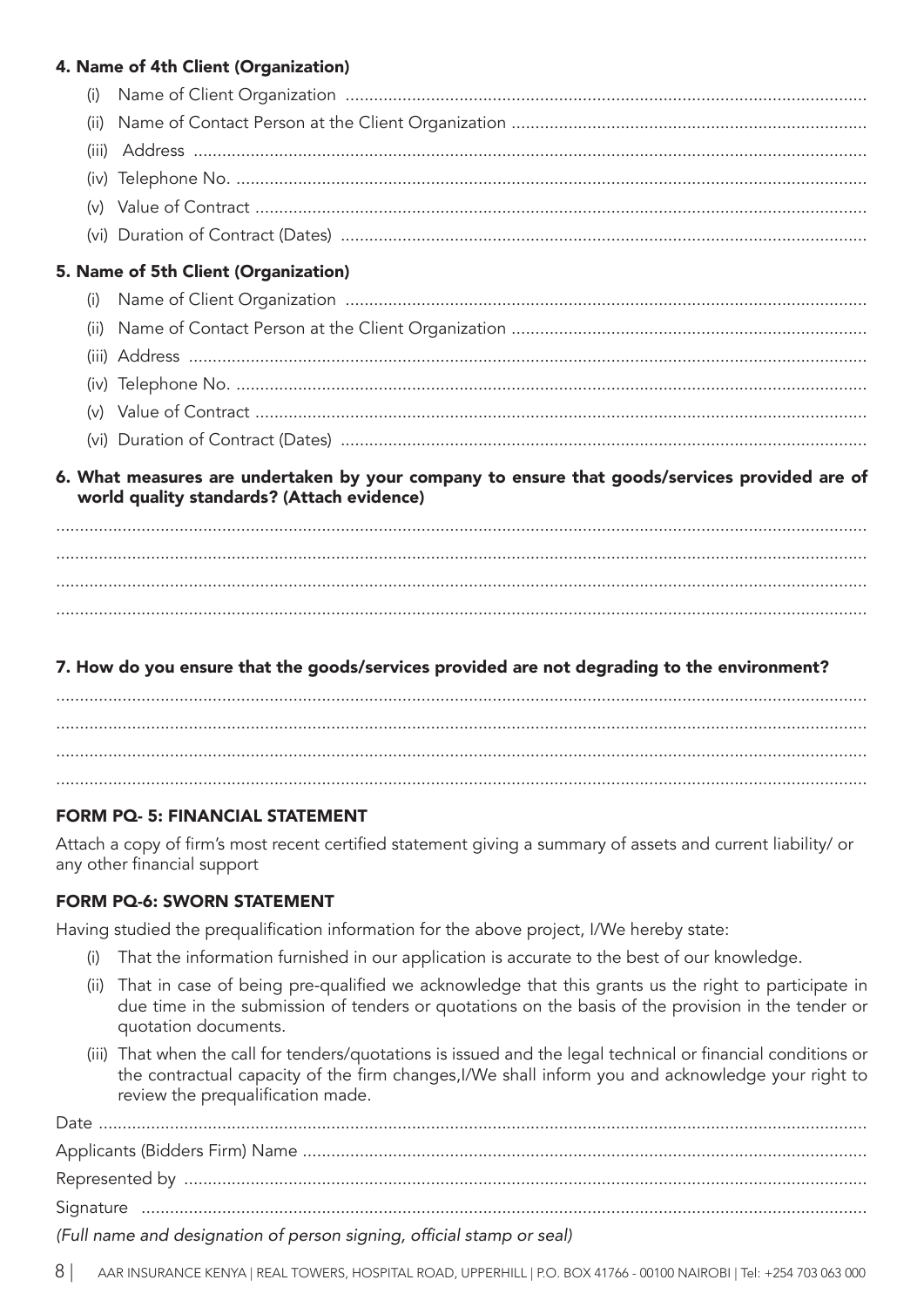### 4. Name of 4th Client (Organization)

(i) Name of Client Organization ..............................................................................................................

(ii) Name of Contact Person at the Client Organization ..........................................................................

(iii) Address ............................................................................................................................................

(iv) Telephone No. ...................................................................................................................................

(v) Value of Contract ................................................................................................................................

(vi) Duration of Contract (Dates) ..............................................................................................................

### 5. Name of 5th Client (Organization)

(i) Name of Client Organization ..............................................................................................................

(ii) Name of Contact Person at the Client Organization ..........................................................................

(iii) Address ............................................................................................................................................

(iv) Telephone No. ...................................................................................................................................

(v) Value of Contract ................................................................................................................................

(vi) Duration of Contract (Dates) ..............................................................................................................

### 6. What measures are undertaken by your company to ensure that goods/services provided are of world quality standards? (Attach evidence)

..........................................................................................................................................................

..........................................................................................................................................................

..........................................................................................................................................................

..........................................................................................................................................................

### 7. How do you ensure that the goods/services provided are not degrading to the environment?

..........................................................................................................................................................

..........................................................................................................................................................

..........................................................................................................................................................

..........................................................................................................................................................

### FORM PQ- 5: FINANCIAL STATEMENT

Attach a copy of firm's most recent certified statement giving a summary of assets and current liability/ or any other financial support

### FORM PQ-6: SWORN STATEMENT

Having studied the prequalification information for the above project, I/We hereby state:

(i) That the information furnished in our application is accurate to the best of our knowledge.

(ii) That in case of being pre-qualified we acknowledge that this grants us the right to participate in due time in the submission of tenders or quotations on the basis of the provision in the tender or quotation documents.

(iii) That when the call for tenders/quotations is issued and the legal technical or financial conditions or the contractual capacity of the firm changes,I/We shall inform you and acknowledge your right to review the prequalification made.

Date ..........................................................................................................................................................

Applicants (Bidders Firm) Name ...............................................................................................................

Represented by .........................................................................................................................................

Signature ...................................................................................................................................................

*(Full name and designation of person signing, official stamp or seal)*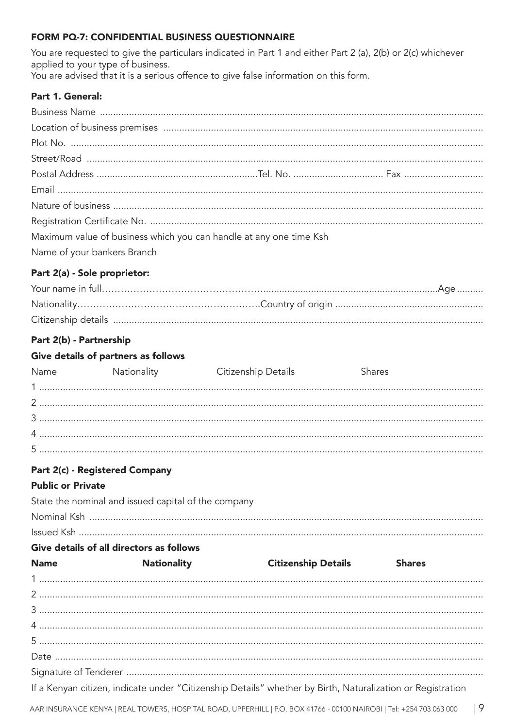## FORM PQ-7: CONFIDENTIAL BUSINESS QUESTIONNAIRE

You are requested to give the particulars indicated in Part 1 and either Part 2 (a), 2(b) or 2(c) whichever applied to your type of business.
You are advised that it is a serious offence to give false information on this form.

### Part 1. General:

Business Name ..........................................................................................................................................

Location of business premises ..................................................................................................................

Plot No. ....................................................................................................................................................

Street/Road ..............................................................................................................................................

Postal Address ............................................................Tel. No. .................................. Fax .............................

Email ........................................................................................................................................................

Nature of business ....................................................................................................................................

Registration Certificate No. .......................................................................................................................

Maximum value of business which you can handle at any one time Ksh

Name of your bankers Branch

### Part 2(a) - Sole proprietor:

Your name in full.....................................................................................................................Age ..........

Nationality.....................................................Country of origin .......................................................

Citizenship details .....................................................................................................................................

### Part 2(b) - Partnership

**Give details of partners as follows**

| Name | Nationality | Citizenship Details | Shares |
|---|---|---|---|
| 1 | | | |
| 2 | | | |
| 3 | | | |
| 4 | | | |
| 5 | | | |

### Part 2(c) - Registered Company

**Public or Private**

State the nominal and issued capital of the company

Nominal Ksh ..............................................................................................................................................

Issued Ksh .................................................................................................................................................

**Give details of all directors as follows**

| Name | Nationality | Citizenship Details | Shares |
|---|---|---|---|
| 1 | | | |
| 2 | | | |
| 3 | | | |
| 4 | | | |
| 5 | | | |

Date ..........................................................................................................................................................

Signature of Tenderer ...............................................................................................................................

If a Kenyan citizen, indicate under "Citizenship Details" whether by Birth, Naturalization or Registration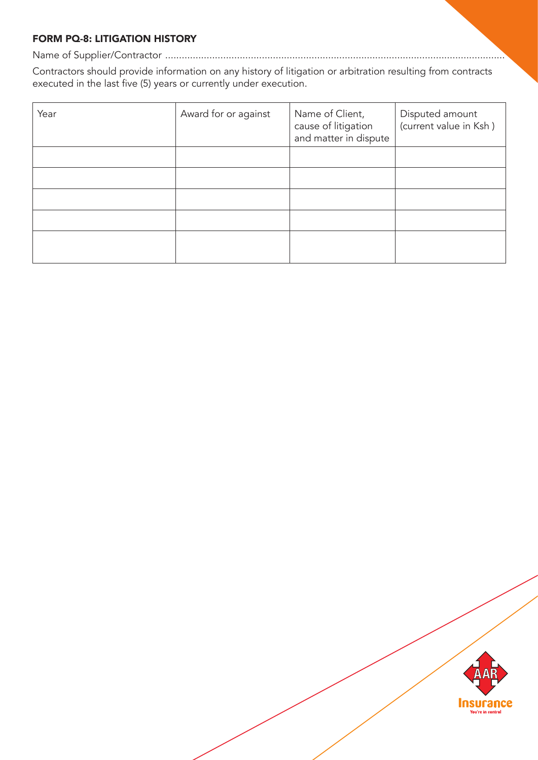## FORM PQ-8: LITIGATION HISTORY

Name of Supplier/Contractor ..........................................................................................................................

Contractors should provide information on any history of litigation or arbitration resulting from contracts executed in the last five (5) years or currently under execution.

| Year | Award for or against | Name of Client, cause of litigation and matter in dispute | Disputed amount (current value in Ksh ) |
|---|---|---|---|
| | | | |
| | | | |
| | | | |
| | | | |
| | | | |